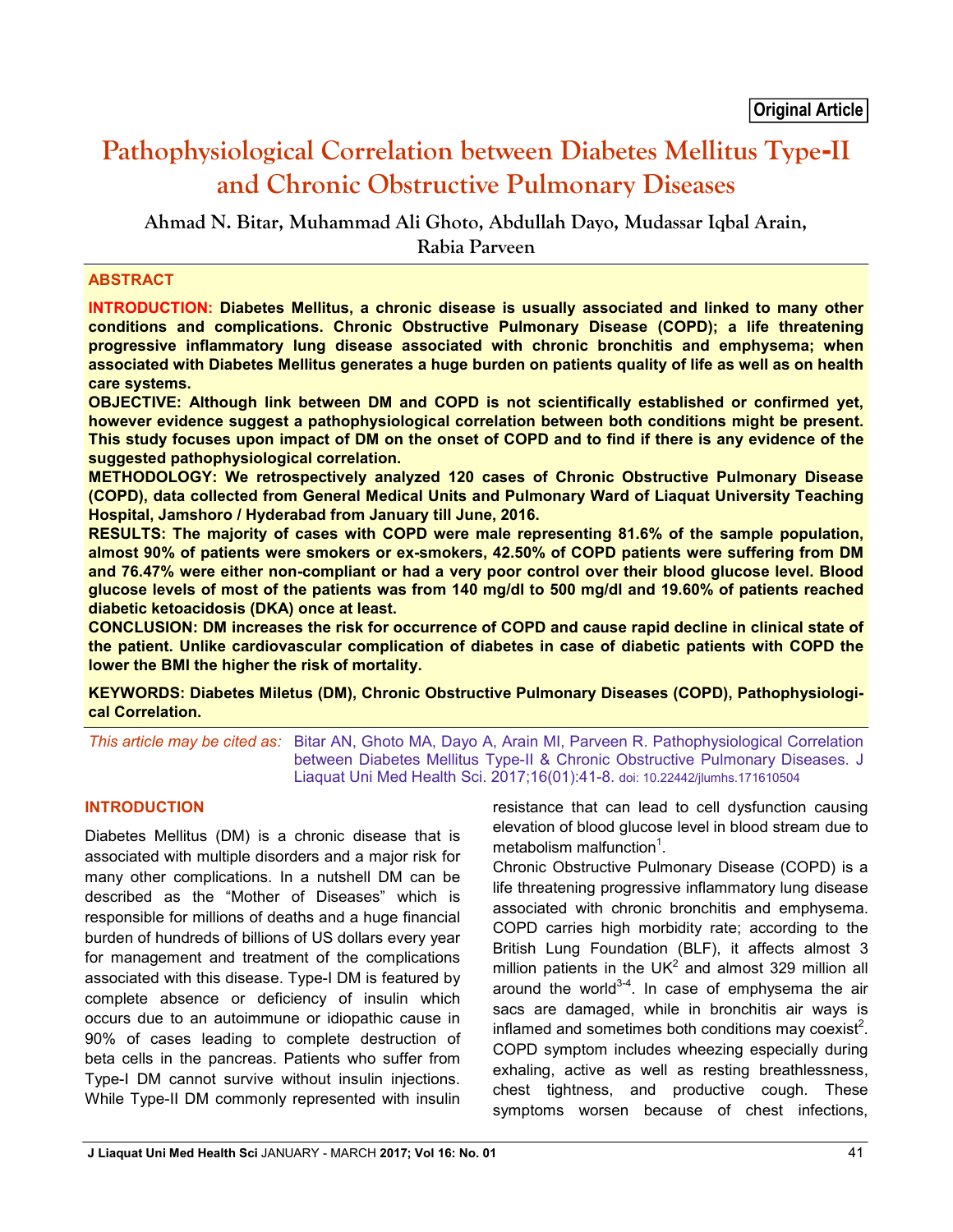Original Article

# Pathophysiological Correlation between Diabetes Mellitus Type-II and Chronic Obstructive Pulmonary Diseases

**Ahmad N. Bitar, Muhammad Ali Ghoto, Abdullah Dayo, Mudassar Iqbal Arain, Rabia Parveen**

## ABSTRACT

**INTRODUCTION: Diabetes Mellitus, a chronic disease is usually associated and linked to many other conditions and complications. Chronic Obstructive Pulmonary Disease (COPD); a life threatening progressive inflammatory lung disease associated with chronic bronchitis and emphysema; when associated with Diabetes Mellitus generates a huge burden on patients quality of life as well as on health care systems.**

**OBJECTIVE: Although link between DM and COPD is not scientifically established or confirmed yet, however evidence suggest a pathophysiological correlation between both conditions might be present. This study focuses upon impact of DM on the onset of COPD and to find if there is any evidence of the suggested pathophysiological correlation.**

**METHODOLOGY: We retrospectively analyzed 120 cases of Chronic Obstructive Pulmonary Disease (COPD), data collected from General Medical Units and Pulmonary Ward of Liaquat University Teaching Hospital, Jamshoro / Hyderabad from January till June, 2016.**

**RESULTS: The majority of cases with COPD were male representing 81.6% of the sample population, almost 90% of patients were smokers or ex-smokers, 42.50% of COPD patients were suffering from DM and 76.47% were either non-compliant or had a very poor control over their blood glucose level. Blood glucose levels of most of the patients was from 140 mg/dl to 500 mg/dl and 19.60% of patients reached diabetic ketoacidosis (DKA) once at least.**

**CONCLUSION: DM increases the risk for occurrence of COPD and cause rapid decline in clinical state of the patient. Unlike cardiovascular complication of diabetes in case of diabetic patients with COPD the lower the BMI the higher the risk of mortality.**

**KEYWORDS: Diabetes Miletus (DM), Chronic Obstructive Pulmonary Diseases (COPD), Pathophysiological Correlation.**

*This article may be cited as:* Bitar AN, Ghoto MA, Dayo A, Arain MI, Parveen R. Pathophysiological Correlation between Diabetes Mellitus Type-II & Chronic Obstructive Pulmonary Diseases. J Liaquat Uni Med Health Sci. 2017;16(01):41-8. doi: 10.22442/jlumhs.171610504

## INTRODUCTION

Diabetes Mellitus (DM) is a chronic disease that is associated with multiple disorders and a major risk for many other complications. In a nutshell DM can be described as the "Mother of Diseases" which is responsible for millions of deaths and a huge financial burden of hundreds of billions of US dollars every year for management and treatment of the complications associated with this disease. Type-I DM is featured by complete absence or deficiency of insulin which occurs due to an autoimmune or idiopathic cause in 90% of cases leading to complete destruction of beta cells in the pancreas. Patients who suffer from Type-I DM cannot survive without insulin injections. While Type-II DM commonly represented with insulin resistance that can lead to cell dysfunction causing elevation of blood glucose level in blood stream due to metabolism malfunction[1].

Chronic Obstructive Pulmonary Disease (COPD) is a life threatening progressive inflammatory lung disease associated with chronic bronchitis and emphysema. COPD carries high morbidity rate; according to the British Lung Foundation (BLF), it affects almost 3 million patients in the UK[2] and almost 329 million all around the world[3-4]. In case of emphysema the air sacs are damaged, while in bronchitis air ways is inflamed and sometimes both conditions may coexist[2]. COPD symptom includes wheezing especially during exhaling, active as well as resting breathlessness, chest tightness, and productive cough. These symptoms worsen because of chest infections,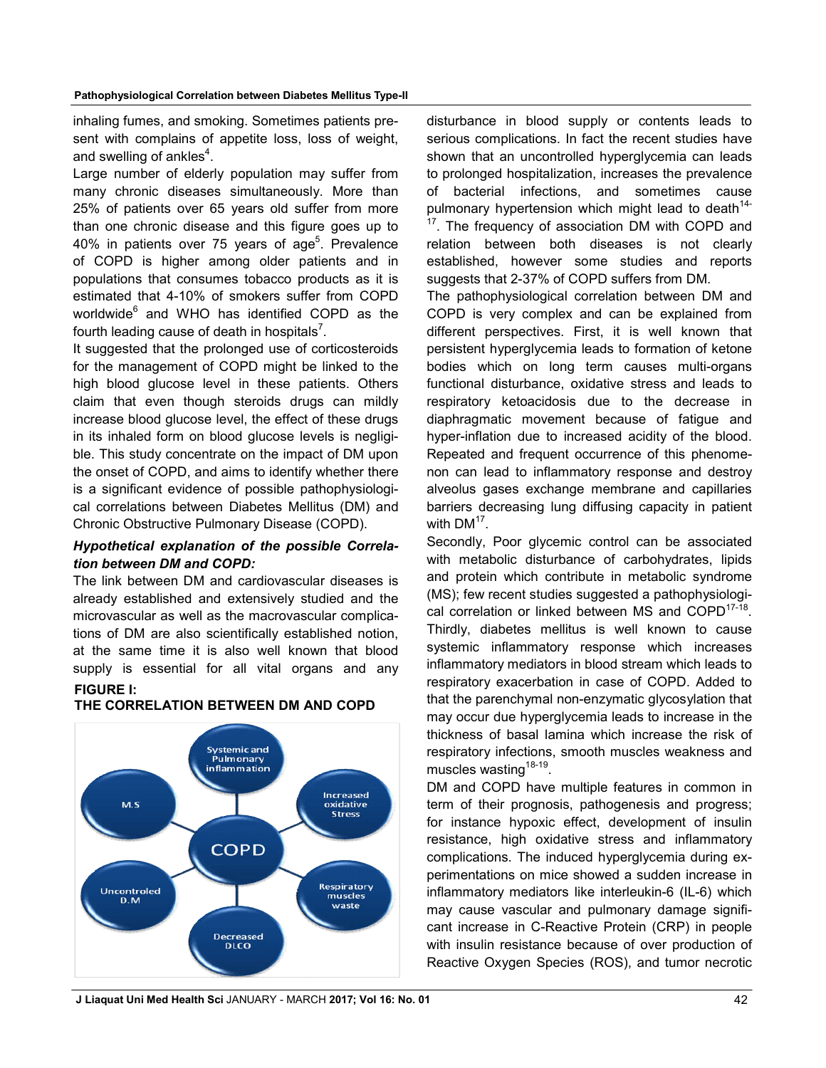inhaling fumes, and smoking. Sometimes patients present with complains of appetite loss, loss of weight, and swelling of ankles[4].

Large number of elderly population may suffer from many chronic diseases simultaneously. More than 25% of patients over 65 years old suffer from more than one chronic disease and this figure goes up to 40% in patients over 75 years of age[5]. Prevalence of COPD is higher among older patients and in populations that consumes tobacco products as it is estimated that 4-10% of smokers suffer from COPD worldwide[6] and WHO has identified COPD as the fourth leading cause of death in hospitals[7].

It suggested that the prolonged use of corticosteroids for the management of COPD might be linked to the high blood glucose level in these patients. Others claim that even though steroids drugs can mildly increase blood glucose level, the effect of these drugs in its inhaled form on blood glucose levels is negligible. This study concentrate on the impact of DM upon the onset of COPD, and aims to identify whether there is a significant evidence of possible pathophysiological correlations between Diabetes Mellitus (DM) and Chronic Obstructive Pulmonary Disease (COPD).

### *Hypothetical explanation of the possible Correlation between DM and COPD:*

The link between DM and cardiovascular diseases is already established and extensively studied and the microvascular as well as the macrovascular complications of DM are also scientifically established notion, at the same time it is also well known that blood supply is essential for all vital organs and any disturbance in blood supply or contents leads to serious complications. In fact the recent studies have shown that an uncontrolled hyperglycemia can leads to prolonged hospitalization, increases the prevalence of bacterial infections, and sometimes cause pulmonary hypertension which might lead to death[14-17]. The frequency of association DM with COPD and relation between both diseases is not clearly established, however some studies and reports suggests that 2-37% of COPD suffers from DM.

**FIGURE I:**
**THE CORRELATION BETWEEN DM AND COPD**

The pathophysiological correlation between DM and COPD is very complex and can be explained from different perspectives. First, it is well known that persistent hyperglycemia leads to formation of ketone bodies which on long term causes multi-organs functional disturbance, oxidative stress and leads to respiratory ketoacidosis due to the decrease in diaphragmatic movement because of fatigue and hyper-inflation due to increased acidity of the blood. Repeated and frequent occurrence of this phenomenon can lead to inflammatory response and destroy alveolus gases exchange membrane and capillaries barriers decreasing lung diffusing capacity in patient with DM[17].

Secondly, Poor glycemic control can be associated with metabolic disturbance of carbohydrates, lipids and protein which contribute in metabolic syndrome (MS); few recent studies suggested a pathophysiological correlation or linked between MS and COPD[17-18]. Thirdly, diabetes mellitus is well known to cause systemic inflammatory response which increases inflammatory mediators in blood stream which leads to respiratory exacerbation in case of COPD. Added to that the parenchymal non-enzymatic glycosylation that may occur due hyperglycemia leads to increase in the thickness of basal lamina which increase the risk of respiratory infections, smooth muscles weakness and muscles wasting[18-19].

DM and COPD have multiple features in common in term of their prognosis, pathogenesis and progress; for instance hypoxic effect, development of insulin resistance, high oxidative stress and inflammatory complications. The induced hyperglycemia during experimentations on mice showed a sudden increase in inflammatory mediators like interleukin-6 (IL-6) which may cause vascular and pulmonary damage significant increase in C-Reactive Protein (CRP) in people with insulin resistance because of over production of Reactive Oxygen Species (ROS), and tumor necrotic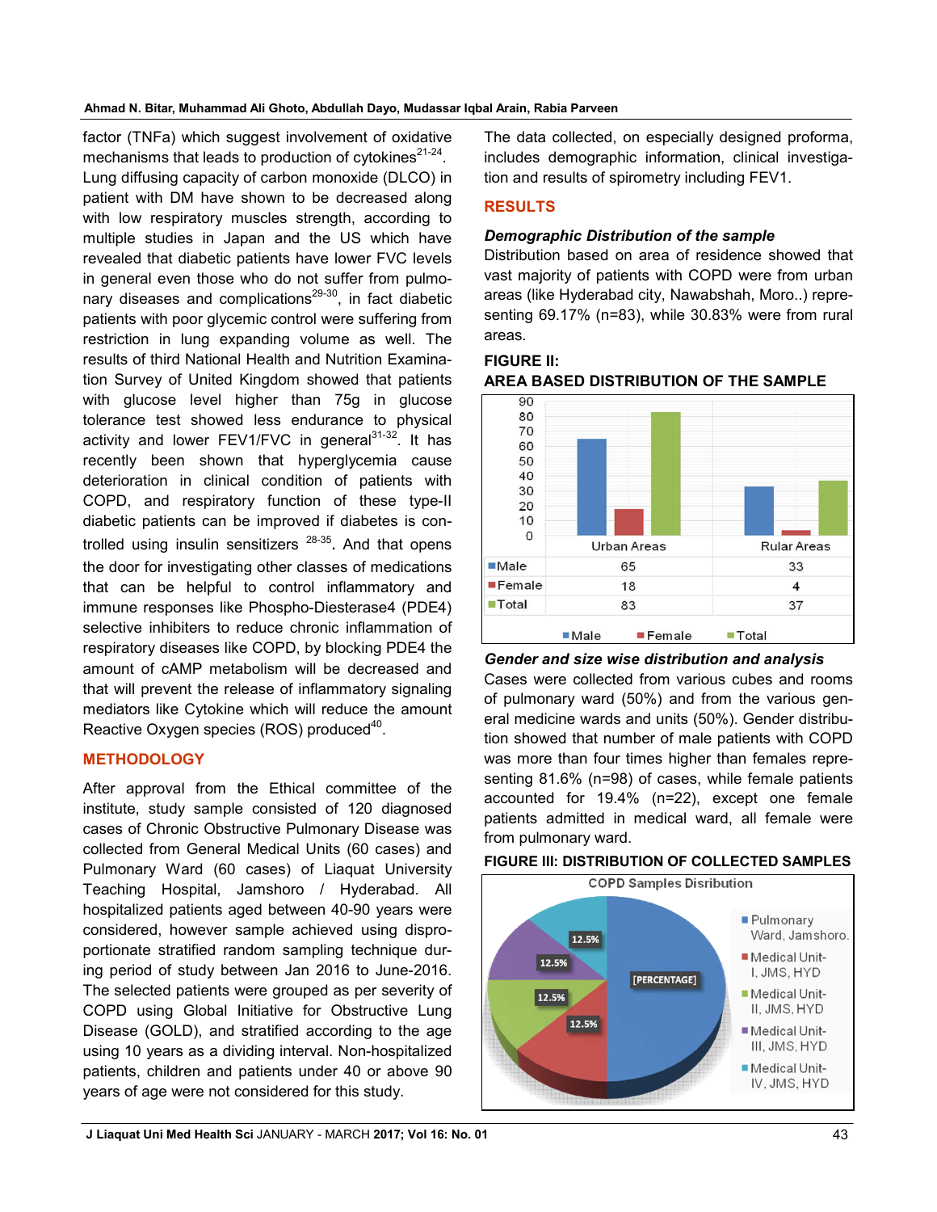factor (TNFa) which suggest involvement of oxidative mechanisms that leads to production of cytokines[21-24]. Lung diffusing capacity of carbon monoxide (DLCO) in patient with DM have shown to be decreased along with low respiratory muscles strength, according to multiple studies in Japan and the US which have revealed that diabetic patients have lower FVC levels in general even those who do not suffer from pulmonary diseases and complications[29-30], in fact diabetic patients with poor glycemic control were suffering from restriction in lung expanding volume as well. The results of third National Health and Nutrition Examination Survey of United Kingdom showed that patients with glucose level higher than 75g in glucose tolerance test showed less endurance to physical activity and lower FEV1/FVC in general[31-32]. It has recently been shown that hyperglycemia cause deterioration in clinical condition of patients with COPD, and respiratory function of these type-II diabetic patients can be improved if diabetes is controlled using insulin sensitizers [28-35]. And that opens the door for investigating other classes of medications that can be helpful to control inflammatory and immune responses like Phospho-Diesterase4 (PDE4) selective inhibiters to reduce chronic inflammation of respiratory diseases like COPD, by blocking PDE4 the amount of cAMP metabolism will be decreased and that will prevent the release of inflammatory signaling mediators like Cytokine which will reduce the amount Reactive Oxygen species (ROS) produced[40].

## METHODOLOGY

After approval from the Ethical committee of the institute, study sample consisted of 120 diagnosed cases of Chronic Obstructive Pulmonary Disease was collected from General Medical Units (60 cases) and Pulmonary Ward (60 cases) of Liaquat University Teaching Hospital, Jamshoro / Hyderabad. All hospitalized patients aged between 40-90 years were considered, however sample achieved using disproportionate stratified random sampling technique during period of study between Jan 2016 to June-2016. The selected patients were grouped as per severity of COPD using Global Initiative for Obstructive Lung Disease (GOLD), and stratified according to the age using 10 years as a dividing interval. Non-hospitalized patients, children and patients under 40 or above 90 years of age were not considered for this study.

The data collected, on especially designed proforma, includes demographic information, clinical investigation and results of spirometry including FEV1.

## RESULTS

### *Demographic Distribution of the sample*

Distribution based on area of residence showed that vast majority of patients with COPD were from urban areas (like Hyderabad city, Nawabshah, Moro..) representing 69.17% (n=83), while 30.83% were from rural areas.

**FIGURE II:**
**AREA BASED DISTRIBUTION OF THE SAMPLE**

| | Urban Areas | Rular Areas |
|---|---|---|
| Male | 65 | 33 |
| Female | 18 | 4 |
| Total | 83 | 37 |

### *Gender and size wise distribution and analysis*

Cases were collected from various cubes and rooms of pulmonary ward (50%) and from the various general medicine wards and units (50%). Gender distribution showed that number of male patients with COPD was more than four times higher than females representing 81.6% (n=98) of cases, while female patients accounted for 19.4% (n=22), except one female patients admitted in medical ward, all female were from pulmonary ward.

**FIGURE III: DISTRIBUTION OF COLLECTED SAMPLES**

COPD Samples Disribution

| Location | Percentage |
|---|---|
| Pulmonary Ward, Jamshoro. | [PERCENTAGE] |
| Medical Unit-I, JMS, HYD | 12.5% |
| Medical Unit-II, JMS, HYD | 12.5% |
| Medical Unit-III, JMS, HYD | 12.5% |
| Medical Unit-IV, JMS, HYD | 12.5% |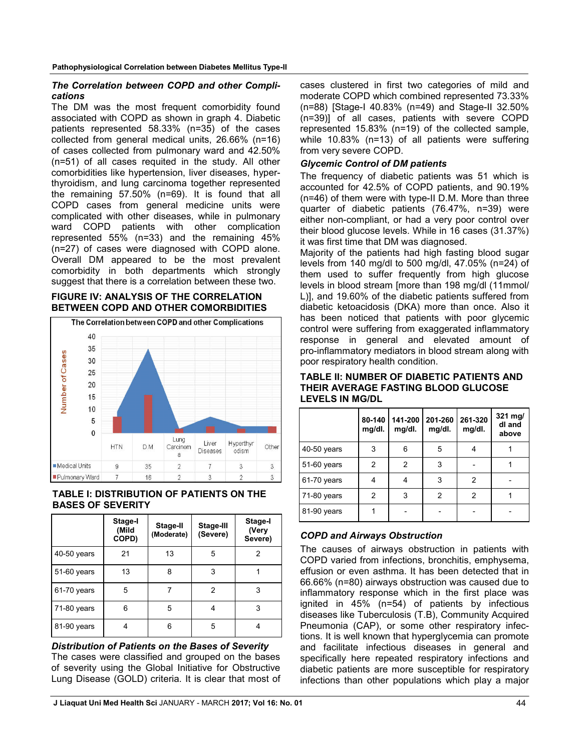### *The Correlation between COPD and other Complications*

The DM was the most frequent comorbidity found associated with COPD as shown in graph 4. Diabetic patients represented 58.33% (n=35) of the cases collected from general medical units, 26.66% (n=16) of cases collected from pulmonary ward and 42.50% (n=51) of all cases requited in the study. All other comorbidities like hypertension, liver diseases, hyperthyroidism, and lung carcinoma together represented the remaining 57.50% (n=69). It is found that all COPD cases from general medicine units were complicated with other diseases, while in pulmonary ward COPD patients with other complication represented 55% (n=33) and the remaining 45% (n=27) of cases were diagnosed with COPD alone. Overall DM appeared to be the most prevalent comorbidity in both departments which strongly suggest that there is a correlation between these two.

**FIGURE IV: ANALYSIS OF THE CORRELATION BETWEEN COPD AND OTHER COMORBIDITIES**

The Correlation between COPD and other Complications

| | HTN | DM | Lung Carcinoma | Liver Diseases | Hyperthyroidism | Other |
|---|---|---|---|---|---|---|
| Medical Units | 9 | 35 | 2 | 7 | 3 | 3 |
| Pulmonary Ward | 7 | 16 | 2 | 3 | 2 | 3 |

**TABLE I: DISTRIBUTION OF PATIENTS ON THE BASES OF SEVERITY**

| | Stage-I (Mild COPD) | Stage-II (Moderate) | Stage-III (Severe) | Stage-I (Very Severe) |
|---|---|---|---|---|
| 40-50 years | 21 | 13 | 5 | 2 |
| 51-60 years | 13 | 8 | 3 | 1 |
| 61-70 years | 5 | 7 | 2 | 3 |
| 71-80 years | 6 | 5 | 4 | 3 |
| 81-90 years | 4 | 6 | 5 | 4 |

### *Distribution of Patients on the Bases of Severity*

The cases were classified and grouped on the bases of severity using the Global Initiative for Obstructive Lung Disease (GOLD) criteria. It is clear that most of cases clustered in first two categories of mild and moderate COPD which combined represented 73.33% (n=88) [Stage-I 40.83% (n=49) and Stage-II 32.50% (n=39)] of all cases, patients with severe COPD represented 15.83% (n=19) of the collected sample, while 10.83% (n=13) of all patients were suffering from very severe COPD.

### *Glycemic Control of DM patients*

The frequency of diabetic patients was 51 which is accounted for 42.5% of COPD patients, and 90.19% (n=46) of them were with type-II D.M. More than three quarter of diabetic patients (76.47%, n=39) were either non-compliant, or had a very poor control over their blood glucose levels. While in 16 cases (31.37%) it was first time that DM was diagnosed.

Majority of the patients had high fasting blood sugar levels from 140 mg/dl to 500 mg/dl, 47.05% (n=24) of them used to suffer frequently from high glucose levels in blood stream [more than 198 mg/dl (11mmol/L)], and 19.60% of the diabetic patients suffered from diabetic ketoacidosis (DKA) more than once. Also it has been noticed that patients with poor glycemic control were suffering from exaggerated inflammatory response in general and elevated amount of pro-inflammatory mediators in blood stream along with poor respiratory health condition.

**TABLE II: NUMBER OF DIABETIC PATIENTS AND THEIR AVERAGE FASTING BLOOD GLUCOSE LEVELS IN MG/DL**

| | 80-140 mg/dl. | 141-200 mg/dl. | 201-260 mg/dl. | 261-320 mg/dl. | 321 mg/dl and above |
|---|---|---|---|---|---|
| 40-50 years | 3 | 6 | 5 | 4 | 1 |
| 51-60 years | 2 | 2 | 3 | - | 1 |
| 61-70 years | 4 | 4 | 3 | 2 | - |
| 71-80 years | 2 | 3 | 2 | 2 | 1 |
| 81-90 years | 1 | - | - | - | - |

### *COPD and Airways Obstruction*

The causes of airways obstruction in patients with COPD varied from infections, bronchitis, emphysema, effusion or even asthma. It has been detected that in 66.66% (n=80) airways obstruction was caused due to inflammatory response which in the first place was ignited in 45% (n=54) of patients by infectious diseases like Tuberculosis (T.B), Community Acquired Pneumonia (CAP), or some other respiratory infections. It is well known that hyperglycemia can promote and facilitate infectious diseases in general and specifically here repeated respiratory infections and diabetic patients are more susceptible for respiratory infections than other populations which play a major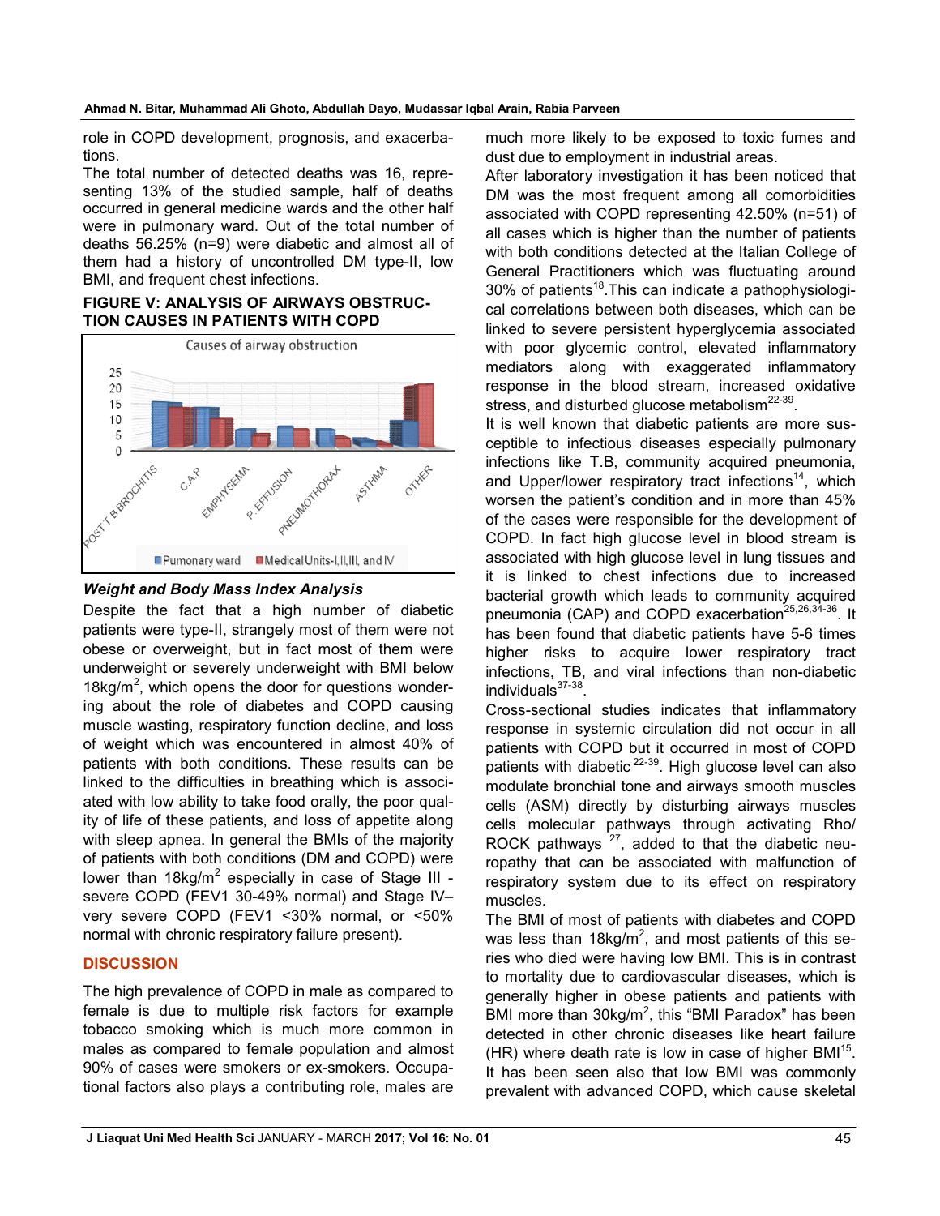role in COPD development, prognosis, and exacerbations.

The total number of detected deaths was 16, representing 13% of the studied sample, half of deaths occurred in general medicine wards and the other half were in pulmonary ward. Out of the total number of deaths 56.25% (n=9) were diabetic and almost all of them had a history of uncontrolled DM type-II, low BMI, and frequent chest infections.

**FIGURE V: ANALYSIS OF AIRWAYS OBSTRUCTION CAUSES IN PATIENTS WITH COPD**

### *Weight and Body Mass Index Analysis*

Despite the fact that a high number of diabetic patients were type-II, strangely most of them were not obese or overweight, but in fact most of them were underweight or severely underweight with BMI below 18kg/$m^2$, which opens the door for questions wondering about the role of diabetes and COPD causing muscle wasting, respiratory function decline, and loss of weight which was encountered in almost 40% of patients with both conditions. These results can be linked to the difficulties in breathing which is associated with low ability to take food orally, the poor quality of life of these patients, and loss of appetite along with sleep apnea. In general the BMIs of the majority of patients with both conditions (DM and COPD) were lower than 18kg/$m^2$ especially in case of Stage III - severe COPD (FEV1 30-49% normal) and Stage IV– very severe COPD (FEV1 <30% normal, or <50% normal with chronic respiratory failure present).

## DISCUSSION

The high prevalence of COPD in male as compared to female is due to multiple risk factors for example tobacco smoking which is much more common in males as compared to female population and almost 90% of cases were smokers or ex-smokers. Occupational factors also plays a contributing role, males are much more likely to be exposed to toxic fumes and dust due to employment in industrial areas.

After laboratory investigation it has been noticed that DM was the most frequent among all comorbidities associated with COPD representing 42.50% (n=51) of all cases which is higher than the number of patients with both conditions detected at the Italian College of General Practitioners which was fluctuating around 30% of patients[18]. This can indicate a pathophysiological correlations between both diseases, which can be linked to severe persistent hyperglycemia associated with poor glycemic control, elevated inflammatory mediators along with exaggerated inflammatory response in the blood stream, increased oxidative stress, and disturbed glucose metabolism[22-39].

It is well known that diabetic patients are more susceptible to infectious diseases especially pulmonary infections like T.B, community acquired pneumonia, and Upper/lower respiratory tract infections[14], which worsen the patient's condition and in more than 45% of the cases were responsible for the development of COPD. In fact high glucose level in blood stream is associated with high glucose level in lung tissues and it is linked to chest infections due to increased bacterial growth which leads to community acquired pneumonia (CAP) and COPD exacerbation[25,26,34-36]. It has been found that diabetic patients have 5-6 times higher risks to acquire lower respiratory tract infections, TB, and viral infections than non-diabetic individuals[37-38].

Cross-sectional studies indicates that inflammatory response in systemic circulation did not occur in all patients with COPD but it occurred in most of COPD patients with diabetic [22-39]. High glucose level can also modulate bronchial tone and airways smooth muscles cells (ASM) directly by disturbing airways muscles cells molecular pathways through activating Rho/ROCK pathways [27], added to that the diabetic neuropathy that can be associated with malfunction of respiratory system due to its effect on respiratory muscles.

The BMI of most of patients with diabetes and COPD was less than 18kg/$m^2$, and most patients of this series who died were having low BMI. This is in contrast to mortality due to cardiovascular diseases, which is generally higher in obese patients and patients with BMI more than 30kg/$m^2$, this "BMI Paradox" has been detected in other chronic diseases like heart failure (HR) where death rate is low in case of higher BMI[15]. It has been seen also that low BMI was commonly prevalent with advanced COPD, which cause skeletal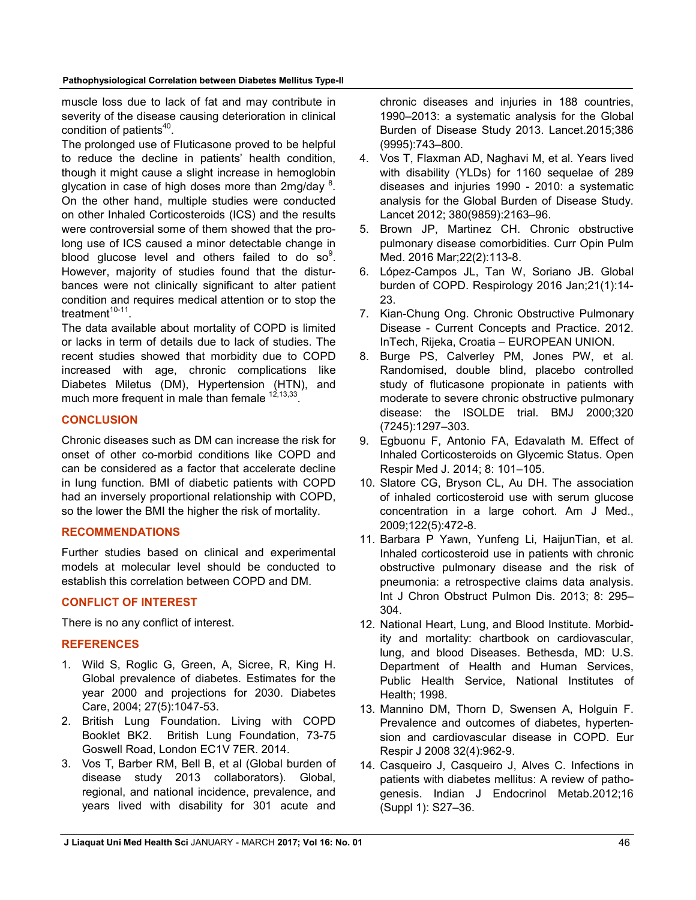muscle loss due to lack of fat and may contribute in severity of the disease causing deterioration in clinical condition of patients[40].

The prolonged use of Fluticasone proved to be helpful to reduce the decline in patients' health condition, though it might cause a slight increase in hemoglobin glycation in case of high doses more than 2mg/day [8]. On the other hand, multiple studies were conducted on other Inhaled Corticosteroids (ICS) and the results were controversial some of them showed that the prolong use of ICS caused a minor detectable change in blood glucose level and others failed to do so[9]. However, majority of studies found that the disturbances were not clinically significant to alter patient condition and requires medical attention or to stop the treatment[10-11].

The data available about mortality of COPD is limited or lacks in term of details due to lack of studies. The recent studies showed that morbidity due to COPD increased with age, chronic complications like Diabetes Miletus (DM), Hypertension (HTN), and much more frequent in male than female [12,13,33].

## CONCLUSION

Chronic diseases such as DM can increase the risk for onset of other co-morbid conditions like COPD and can be considered as a factor that accelerate decline in lung function. BMI of diabetic patients with COPD had an inversely proportional relationship with COPD, so the lower the BMI the higher the risk of mortality.

## RECOMMENDATIONS

Further studies based on clinical and experimental models at molecular level should be conducted to establish this correlation between COPD and DM.

## CONFLICT OF INTEREST

There is no any conflict of interest.

## REFERENCES

1. Wild S, Roglic G, Green, A, Sicree, R, King H. Global prevalence of diabetes. Estimates for the year 2000 and projections for 2030. Diabetes Care, 2004; 27(5):1047-53.
2. British Lung Foundation. Living with COPD Booklet BK2. British Lung Foundation, 73-75 Goswell Road, London EC1V 7ER. 2014.
3. Vos T, Barber RM, Bell B, et al (Global burden of disease study 2013 collaborators). Global, regional, and national incidence, prevalence, and years lived with disability for 301 acute and chronic diseases and injuries in 188 countries, 1990–2013: a systematic analysis for the Global Burden of Disease Study 2013. Lancet.2015;386 (9995):743–800.
4. Vos T, Flaxman AD, Naghavi M, et al. Years lived with disability (YLDs) for 1160 sequelae of 289 diseases and injuries 1990 - 2010: a systematic analysis for the Global Burden of Disease Study. Lancet 2012; 380(9859):2163–96.
5. Brown JP, Martinez CH. Chronic obstructive pulmonary disease comorbidities. Curr Opin Pulm Med. 2016 Mar;22(2):113-8.
6. López-Campos JL, Tan W, Soriano JB. Global burden of COPD. Respirology 2016 Jan;21(1):14-23.
7. Kian-Chung Ong. Chronic Obstructive Pulmonary Disease - Current Concepts and Practice. 2012. InTech, Rijeka, Croatia – EUROPEAN UNION.
8. Burge PS, Calverley PM, Jones PW, et al. Randomised, double blind, placebo controlled study of fluticasone propionate in patients with moderate to severe chronic obstructive pulmonary disease: the ISOLDE trial. BMJ 2000;320 (7245):1297–303.
9. Egbuonu F, Antonio FA, Edavalath M. Effect of Inhaled Corticosteroids on Glycemic Status. Open Respir Med J. 2014; 8: 101–105.
10. Slatore CG, Bryson CL, Au DH. The association of inhaled corticosteroid use with serum glucose concentration in a large cohort. Am J Med., 2009;122(5):472-8.
11. Barbara P Yawn, Yunfeng Li, HaijunTian, et al. Inhaled corticosteroid use in patients with chronic obstructive pulmonary disease and the risk of pneumonia: a retrospective claims data analysis. Int J Chron Obstruct Pulmon Dis. 2013; 8: 295–304.
12. National Heart, Lung, and Blood Institute. Morbidity and mortality: chartbook on cardiovascular, lung, and blood Diseases. Bethesda, MD: U.S. Department of Health and Human Services, Public Health Service, National Institutes of Health; 1998.
13. Mannino DM, Thorn D, Swensen A, Holguin F. Prevalence and outcomes of diabetes, hypertension and cardiovascular disease in COPD. Eur Respir J 2008 32(4):962-9.
14. Casqueiro J, Casqueiro J, Alves C. Infections in patients with diabetes mellitus: A review of pathogenesis. Indian J Endocrinol Metab.2012;16 (Suppl 1): S27–36.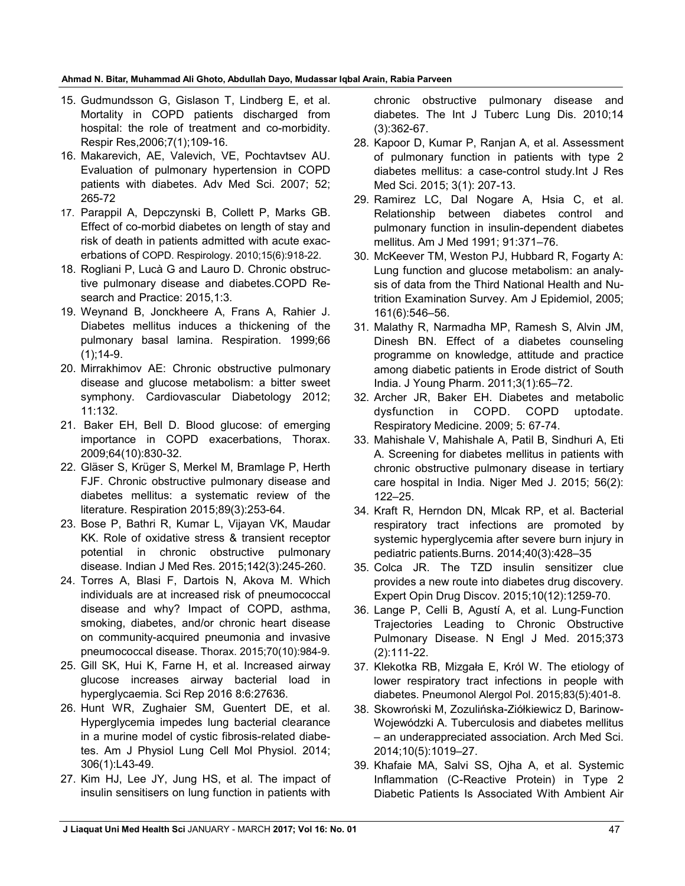15. Gudmundsson G, Gislason T, Lindberg E, et al. Mortality in COPD patients discharged from hospital: the role of treatment and co-morbidity. Respir Res,2006;7(1);109-16.
16. Makarevich, AE, Valevich, VE, Pochtavtsev AU. Evaluation of pulmonary hypertension in COPD patients with diabetes. Adv Med Sci. 2007; 52; 265-72
17. Parappil A, Depczynski B, Collett P, Marks GB. Effect of co-morbid diabetes on length of stay and risk of death in patients admitted with acute exacerbations of COPD. Respirology. 2010;15(6):918-22.
18. Rogliani P, Lucà G and Lauro D. Chronic obstructive pulmonary disease and diabetes.COPD Research and Practice: 2015,1:3.
19. Weynand B, Jonckheere A, Frans A, Rahier J. Diabetes mellitus induces a thickening of the pulmonary basal lamina. Respiration. 1999;66 (1);14-9.
20. Mirrakhimov AE: Chronic obstructive pulmonary disease and glucose metabolism: a bitter sweet symphony. Cardiovascular Diabetology 2012; 11:132.
21. Baker EH, Bell D. Blood glucose: of emerging importance in COPD exacerbations, Thorax. 2009;64(10):830-32.
22. Gläser S, Krüger S, Merkel M, Bramlage P, Herth FJF. Chronic obstructive pulmonary disease and diabetes mellitus: a systematic review of the literature. Respiration 2015;89(3):253-64.
23. Bose P, Bathri R, Kumar L, Vijayan VK, Maudar KK. Role of oxidative stress & transient receptor potential in chronic obstructive pulmonary disease. Indian J Med Res. 2015;142(3):245-260.
24. Torres A, Blasi F, Dartois N, Akova M. Which individuals are at increased risk of pneumococcal disease and why? Impact of COPD, asthma, smoking, diabetes, and/or chronic heart disease on community-acquired pneumonia and invasive pneumococcal disease. Thorax. 2015;70(10):984-9.
25. Gill SK, Hui K, Farne H, et al. Increased airway glucose increases airway bacterial load in hyperglycaemia. Sci Rep 2016 8:6:27636.
26. Hunt WR, Zughaier SM, Guentert DE, et al. Hyperglycemia impedes lung bacterial clearance in a murine model of cystic fibrosis-related diabetes. Am J Physiol Lung Cell Mol Physiol. 2014; 306(1):L43-49.
27. Kim HJ, Lee JY, Jung HS, et al. The impact of insulin sensitisers on lung function in patients with chronic obstructive pulmonary disease and diabetes. The Int J Tuberc Lung Dis. 2010;14 (3):362-67.
28. Kapoor D, Kumar P, Ranjan A, et al. Assessment of pulmonary function in patients with type 2 diabetes mellitus: a case-control study.Int J Res Med Sci. 2015; 3(1): 207-13.
29. Ramirez LC, Dal Nogare A, Hsia C, et al. Relationship between diabetes control and pulmonary function in insulin-dependent diabetes mellitus. Am J Med 1991; 91:371–76.
30. McKeever TM, Weston PJ, Hubbard R, Fogarty A: Lung function and glucose metabolism: an analysis of data from the Third National Health and Nutrition Examination Survey. Am J Epidemiol, 2005; 161(6):546–56.
31. Malathy R, Narmadha MP, Ramesh S, Alvin JM, Dinesh BN. Effect of a diabetes counseling programme on knowledge, attitude and practice among diabetic patients in Erode district of South India. J Young Pharm. 2011;3(1):65–72.
32. Archer JR, Baker EH. Diabetes and metabolic dysfunction in COPD. COPD uptodate. Respiratory Medicine. 2009; 5: 67-74.
33. Mahishale V, Mahishale A, Patil B, Sindhuri A, Eti A. Screening for diabetes mellitus in patients with chronic obstructive pulmonary disease in tertiary care hospital in India. Niger Med J. 2015; 56(2): 122–25.
34. Kraft R, Herndon DN, Mlcak RP, et al. Bacterial respiratory tract infections are promoted by systemic hyperglycemia after severe burn injury in pediatric patients.Burns. 2014;40(3):428–35
35. Colca JR. The TZD insulin sensitizer clue provides a new route into diabetes drug discovery. Expert Opin Drug Discov. 2015;10(12):1259-70.
36. Lange P, Celli B, Agustí A, et al. Lung-Function Trajectories Leading to Chronic Obstructive Pulmonary Disease. N Engl J Med. 2015;373 (2):111-22.
37. Klekotka RB, Mizgała E, Król W. The etiology of lower respiratory tract infections in people with diabetes. Pneumonol Alergol Pol. 2015;83(5):401-8.
38. Skowroński M, Zozulińska-Ziółkiewicz D, Barinow-Wojewódzki A. Tuberculosis and diabetes mellitus – an underappreciated association. Arch Med Sci. 2014;10(5):1019–27.
39. Khafaie MA, Salvi SS, Ojha A, et al. Systemic Inflammation (C-Reactive Protein) in Type 2 Diabetic Patients Is Associated With Ambient Air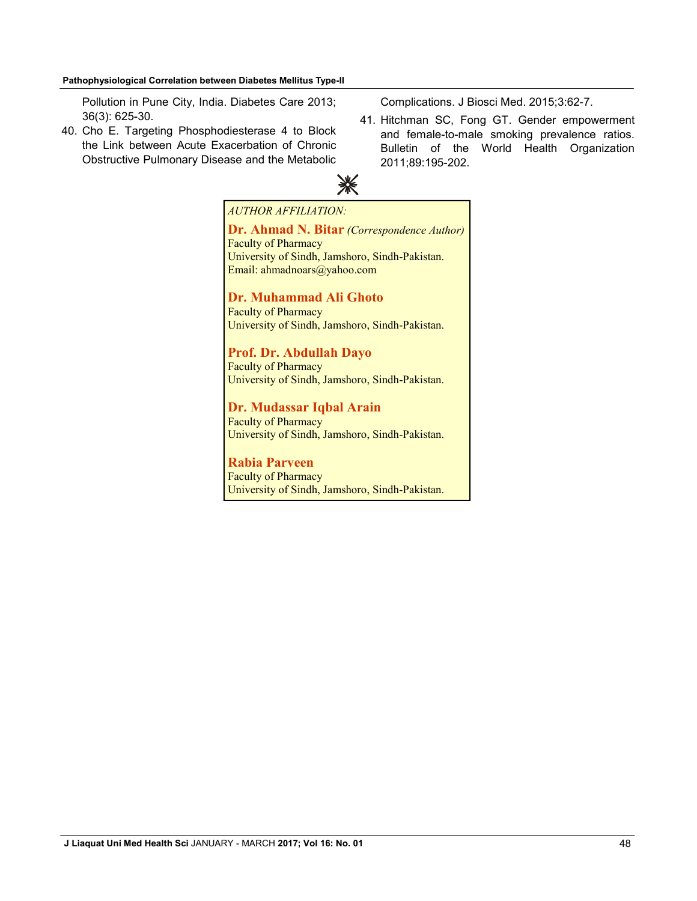Pollution in Pune City, India. Diabetes Care 2013; 36(3): 625-30.

40. Cho E. Targeting Phosphodiesterase 4 to Block the Link between Acute Exacerbation of Chronic Obstructive Pulmonary Disease and the Metabolic Complications. J Biosci Med. 2015;3:62-7.

41. Hitchman SC, Fong GT. Gender empowerment and female-to-male smoking prevalence ratios. Bulletin of the World Health Organization 2011;89:195-202.

*AUTHOR AFFILIATION:*

**Dr. Ahmad N. Bitar** *(Correspondence Author)*
Faculty of Pharmacy
University of Sindh, Jamshoro, Sindh-Pakistan.
Email: ahmadnoars@yahoo.com

**Dr. Muhammad Ali Ghoto**
Faculty of Pharmacy
University of Sindh, Jamshoro, Sindh-Pakistan.

**Prof. Dr. Abdullah Dayo**
Faculty of Pharmacy
University of Sindh, Jamshoro, Sindh-Pakistan.

**Dr. Mudassar Iqbal Arain**
Faculty of Pharmacy
University of Sindh, Jamshoro, Sindh-Pakistan.

**Rabia Parveen**
Faculty of Pharmacy
University of Sindh, Jamshoro, Sindh-Pakistan.